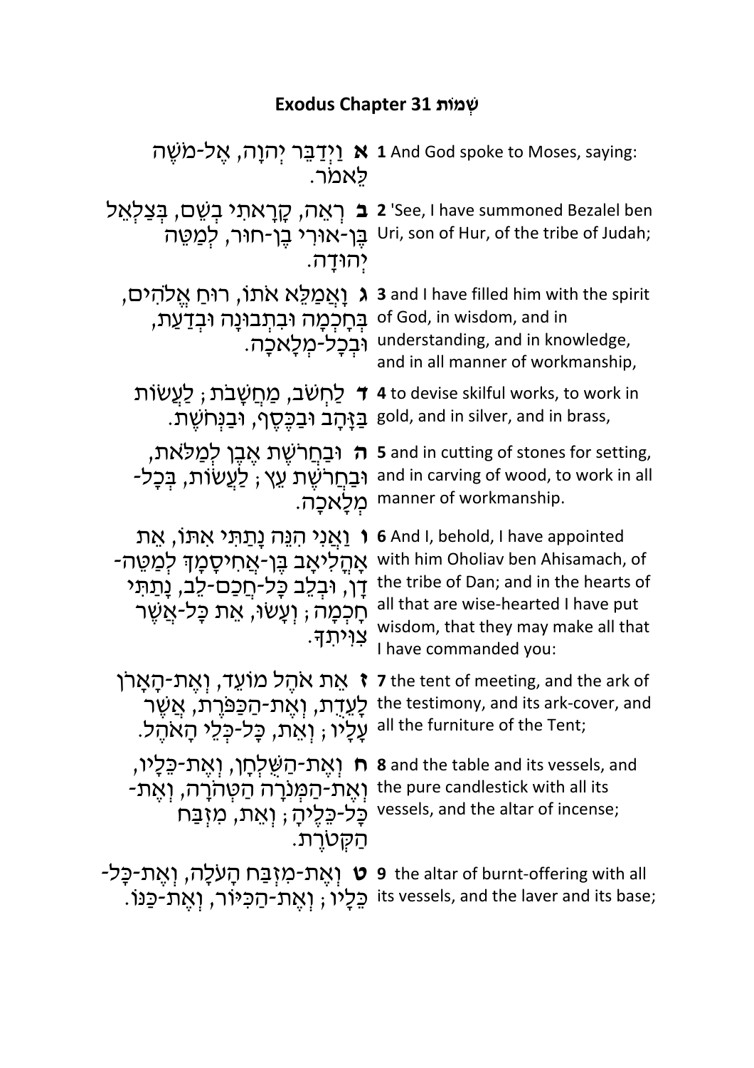# Exodus Chapter 31 שְׁמוֹת

| | |
|---|---|
| **א** וַיְדַבֵּר יְהוָה, אֶל-מֹשֶׁה לֵּאמֹר. | **1** And God spoke to Moses, saying: |
| **ב** רְאֵה, קָרָאתִי בְשֵׁם, בְּצַלְאֵל בֶּן-אוּרִי בֶן-חוּר, לְמַטֵּה יְהוּדָה. | **2** 'See, I have summoned Bezalel ben Uri, son of Hur, of the tribe of Judah; |
| **ג** וָאֲמַלֵּא אֹתוֹ, רוּחַ אֱלֹהִים, בְּחָכְמָה וּבִתְבוּנָה וּבְדַעַת, וּבְכָל-מְלָאכָה. | **3** and I have filled him with the spirit of God, in wisdom, and in understanding, and in knowledge, and in all manner of workmanship, |
| **ד** לַחְשֹׁב, מַחֲשָׁבֹת; לַעֲשׂוֹת בַּזָּהָב וּבַכֶּסֶף, וּבַנְּחֹשֶׁת. | **4** to devise skilful works, to work in gold, and in silver, and in brass, |
| **ה** וּבַחֲרֹשֶׁת אֶבֶן לְמַלֹּאת, וּבַחֲרֹשֶׁת עֵץ; לַעֲשׂוֹת, בְּכָל-מְלָאכָה. | **5** and in cutting of stones for setting, and in carving of wood, to work in all manner of workmanship. |
| **ו** וַאֲנִי הִנֵּה נָתַתִּי אִתּוֹ, אֵת אָהֳלִיאָב בֶּן-אֲחִיסָמָךְ לְמַטֵּה-דָן, וּבְלֵב כָּל-חֲכַם-לֵב, נָתַתִּי חָכְמָה; וְעָשׂוּ, אֵת כָּל-אֲשֶׁר צִוִּיתִךָ. | **6** And I, behold, I have appointed with him Oholiav ben Ahisamach, of the tribe of Dan; and in the hearts of all that are wise-hearted I have put wisdom, that they may make all that I have commanded you: |
| **ז** אֵת אֹהֶל מוֹעֵד, וְאֶת-הָאָרֹן לָעֵדֻת, וְאֶת-הַכַּפֹּרֶת, אֲשֶׁר עָלָיו; וְאֵת, כָּל-כְּלֵי הָאֹהֶל. | **7** the tent of meeting, and the ark of the testimony, and its ark-cover, and all the furniture of the Tent; |
| **ח** וְאֶת-הַשֻּׁלְחָן, וְאֶת-כֵּלָיו, וְאֶת-הַמְּנֹרָה הַטְּהֹרָה, וְאֶת-כָּל-כֵּלֶיהָ; וְאֵת, מִזְבַּח הַקְּטֹרֶת. | **8** and the table and its vessels, and the pure candlestick with all its vessels, and the altar of incense; |
| **ט** וְאֶת-מִזְבַּח הָעֹלָה, וְאֶת-כָּל-כֵּלָיו; וְאֶת-הַכִּיּוֹר, וְאֶת-כַּנּוֹ. | **9** the altar of burnt-offering with all its vessels, and the laver and its base; |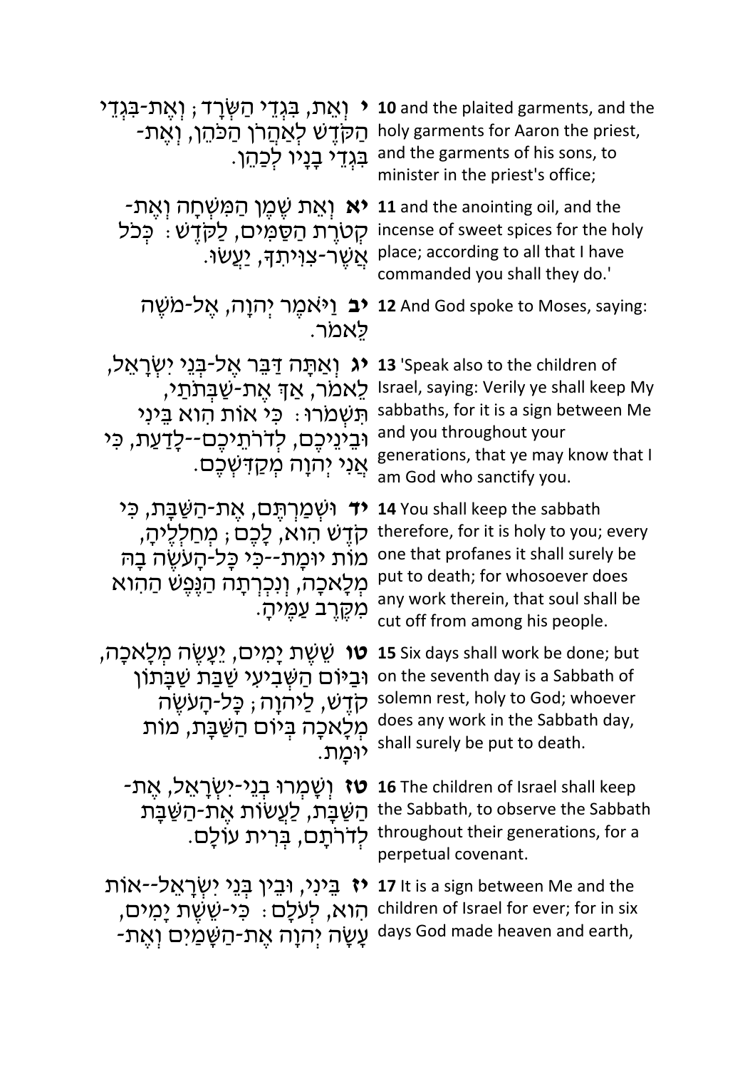| | |
|---|---|
| **י** וְאֵת, בִּגְדֵי הַשְּׂרָד; וְאֶת-בִּגְדֵי הַקֹּדֶשׁ לְאַהֲרֹן הַכֹּהֵן, וְאֶת-בִּגְדֵי בָנָיו לְכַהֵן. | **10** and the plaited garments, and the holy garments for Aaron the priest, and the garments of his sons, to minister in the priest's office; |
| **יא** וְאֵת שֶׁמֶן הַמִּשְׁחָה וְאֶת-קְטֹרֶת הַסַּמִּים, לַקֹּדֶשׁ: כְּכֹל אֲשֶׁר-צִוִּיתִךָ, יַעֲשׂוּ. | **11** and the anointing oil, and the incense of sweet spices for the holy place; according to all that I have commanded you shall they do.' |
| **יב** וַיֹּאמֶר יְהוָה, אֶל-מֹשֶׁה לֵּאמֹר. | **12** And God spoke to Moses, saying: |
| **יג** וְאַתָּה דַּבֵּר אֶל-בְּנֵי יִשְׂרָאֵל, לֵאמֹר, אַךְ אֶת-שַׁבְּתֹתַי, תִּשְׁמֹרוּ: כִּי אוֹת הִוא בֵּינִי וּבֵינֵיכֶם, לְדֹרֹתֵיכֶם--לָדַעַת, כִּי אֲנִי יְהוָה מְקַדִּשְׁכֶם. | **13** 'Speak also to the children of Israel, saying: Verily ye shall keep My sabbaths, for it is a sign between Me and you throughout your generations, that ye may know that I am God who sanctify you. |
| **יד** וּשְׁמַרְתֶּם, אֶת-הַשַּׁבָּת, כִּי קֹדֶשׁ הִוא, לָכֶם; מְחַלְלֶיהָ, מוֹת יוּמָת--כִּי כָּל-הָעֹשֶׂה בָהּ מְלָאכָה, וְנִכְרְתָה הַנֶּפֶשׁ הַהִוא מִקֶּרֶב עַמֶּיהָ. | **14** You shall keep the sabbath therefore, for it is holy to you; every one that profanes it shall surely be put to death; for whosoever does any work therein, that soul shall be cut off from among his people. |
| **טו** שֵׁשֶׁת יָמִים, יֵעָשֶׂה מְלָאכָה, וּבַיּוֹם הַשְּׁבִיעִי שַׁבַּת שַׁבָּתוֹן קֹדֶשׁ, לַיהוָה; כָּל-הָעֹשֶׂה מְלָאכָה בְּיוֹם הַשַּׁבָּת, מוֹת יוּמָת. | **15** Six days shall work be done; but on the seventh day is a Sabbath of solemn rest, holy to God; whoever does any work in the Sabbath day, shall surely be put to death. |
| **טז** וְשָׁמְרוּ בְנֵי-יִשְׂרָאֵל, אֶת-הַשַּׁבָּת, לַעֲשׂוֹת אֶת-הַשַּׁבָּת לְדֹרֹתָם, בְּרִית עוֹלָם. | **16** The children of Israel shall keep the Sabbath, to observe the Sabbath throughout their generations, for a perpetual covenant. |
| **יז** בֵּינִי, וּבֵין בְּנֵי יִשְׂרָאֵל--אוֹת הִוא, לְעֹלָם: כִּי-שֵׁשֶׁת יָמִים, עָשָׂה יְהוָה אֶת-הַשָּׁמַיִם וְאֶת- | **17** It is a sign between Me and the children of Israel for ever; for in six days God made heaven and earth, |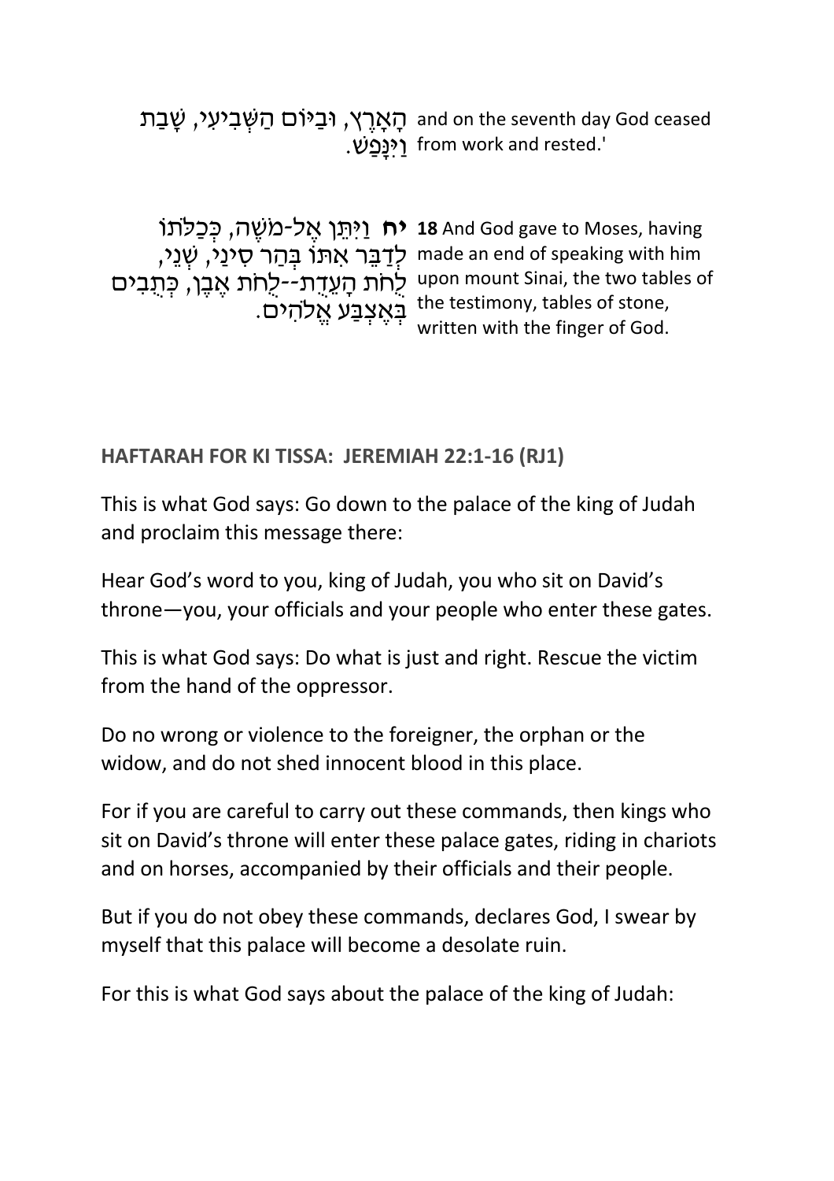| | |
|---|---|
| הָאָרֶץ, וּבַיּוֹם הַשְּׁבִיעִי, שָׁבַת וַיִּנָּפַשׁ. | and on the seventh day God ceased from work and rested.' |
| **יח** וַיִּתֵּן אֶל-מֹשֶׁה, כְּכַלֹּתוֹ לְדַבֵּר אִתּוֹ בְּהַר סִינַי, שְׁנֵי, לֻחֹת הָעֵדֻת--לֻחֹת אֶבֶן, כְּתֻבִים בְּאֶצְבַּע אֱלֹהִים. | **18** And God gave to Moses, having made an end of speaking with him upon mount Sinai, the two tables of the testimony, tables of stone, written with the finger of God. |

**HAFTARAH FOR KI TISSA: JEREMIAH 22:1-16 (RJ1)**

This is what God says: Go down to the palace of the king of Judah and proclaim this message there:

Hear God's word to you, king of Judah, you who sit on David's throne—you, your officials and your people who enter these gates.

This is what God says: Do what is just and right. Rescue the victim from the hand of the oppressor.

Do no wrong or violence to the foreigner, the orphan or the widow, and do not shed innocent blood in this place.

For if you are careful to carry out these commands, then kings who sit on David's throne will enter these palace gates, riding in chariots and on horses, accompanied by their officials and their people.

But if you do not obey these commands, declares God, I swear by myself that this palace will become a desolate ruin.

For this is what God says about the palace of the king of Judah: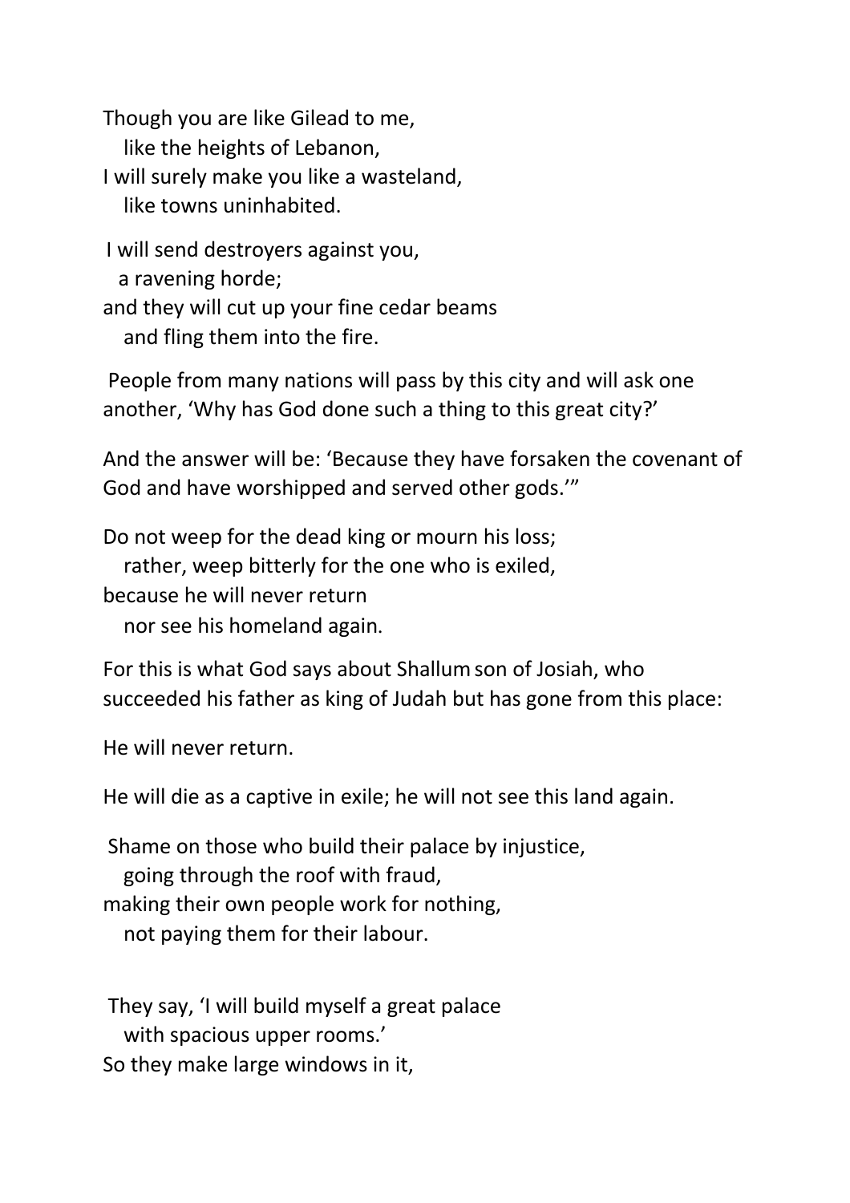Though you are like Gilead to me,  
   like the heights of Lebanon,  
I will surely make you like a wasteland,  
   like towns uninhabited.

I will send destroyers against you,  
   a ravening horde;  
and they will cut up your fine cedar beams  
   and fling them into the fire.

People from many nations will pass by this city and will ask one another, 'Why has God done such a thing to this great city?'

And the answer will be: 'Because they have forsaken the covenant of God and have worshipped and served other gods.'"

Do not weep for the dead king or mourn his loss;  
   rather, weep bitterly for the one who is exiled,  
because he will never return  
   nor see his homeland again.

For this is what God says about Shallum son of Josiah, who succeeded his father as king of Judah but has gone from this place:

He will never return.

He will die as a captive in exile; he will not see this land again.

Shame on those who build their palace by injustice,  
   going through the roof with fraud,  
making their own people work for nothing,  
   not paying them for their labour.

They say, 'I will build myself a great palace  
   with spacious upper rooms.'  
So they make large windows in it,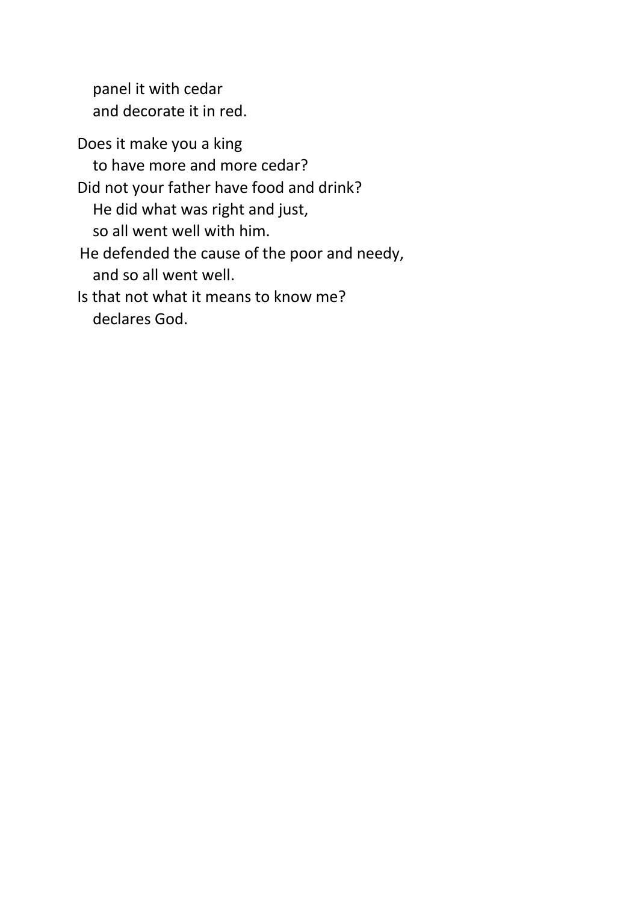panel it with cedar
and decorate it in red.

Does it make you a king
to have more and more cedar?
Did not your father have food and drink?
He did what was right and just,
so all went well with him.
He defended the cause of the poor and needy,
and so all went well.
Is that not what it means to know me?
declares God.